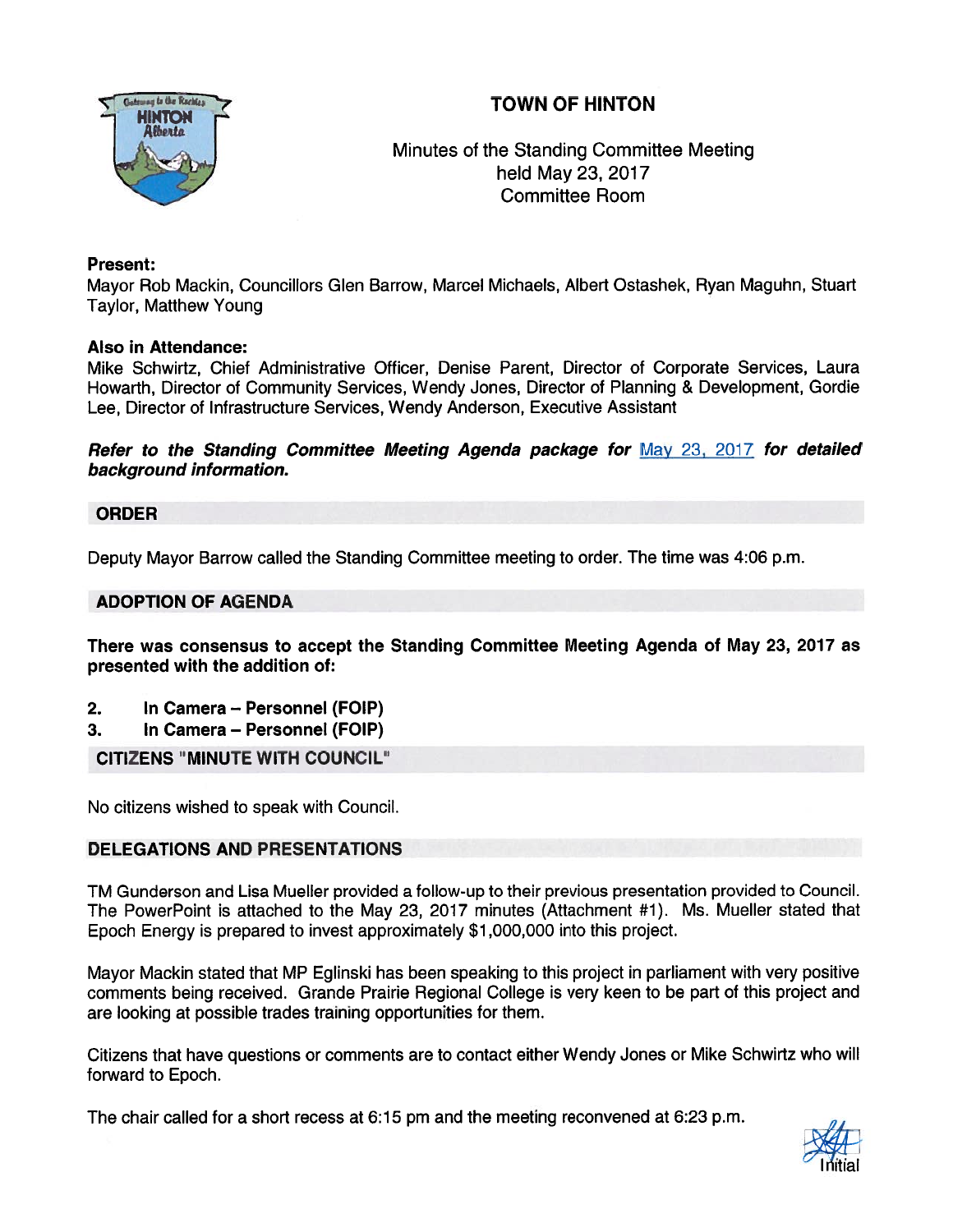# TOWN OF HINTON

Minutes of the Standing Committee Meeting
held May 23, 2017
Committee Room

**Present:**
Mayor Rob Mackin, Councillors Glen Barrow, Marcel Michaels, Albert Ostashek, Ryan Maguhn, Stuart Taylor, Matthew Young

**Also in Attendance:**
Mike Schwirtz, Chief Administrative Officer, Denise Parent, Director of Corporate Services, Laura Howarth, Director of Community Services, Wendy Jones, Director of Planning & Development, Gordie Lee, Director of Infrastructure Services, Wendy Anderson, Executive Assistant

***Refer to the Standing Committee Meeting Agenda package for*** May 23, 2017 ***for detailed background information.***

## ORDER

Deputy Mayor Barrow called the Standing Committee meeting to order. The time was 4:06 p.m.

## ADOPTION OF AGENDA

**There was consensus to accept the Standing Committee Meeting Agenda of May 23, 2017 as presented with the addition of:**

**2. In Camera – Personnel (FOIP)**
**3. In Camera – Personnel (FOIP)**

## CITIZENS "MINUTE WITH COUNCIL"

No citizens wished to speak with Council.

## DELEGATIONS AND PRESENTATIONS

TM Gunderson and Lisa Mueller provided a follow-up to their previous presentation provided to Council. The PowerPoint is attached to the May 23, 2017 minutes (Attachment #1). Ms. Mueller stated that Epoch Energy is prepared to invest approximately $1,000,000 into this project.

Mayor Mackin stated that MP Eglinski has been speaking to this project in parliament with very positive comments being received. Grande Prairie Regional College is very keen to be part of this project and are looking at possible trades training opportunities for them.

Citizens that have questions or comments are to contact either Wendy Jones or Mike Schwirtz who will forward to Epoch.

The chair called for a short recess at 6:15 pm and the meeting reconvened at 6:23 p.m.

Initial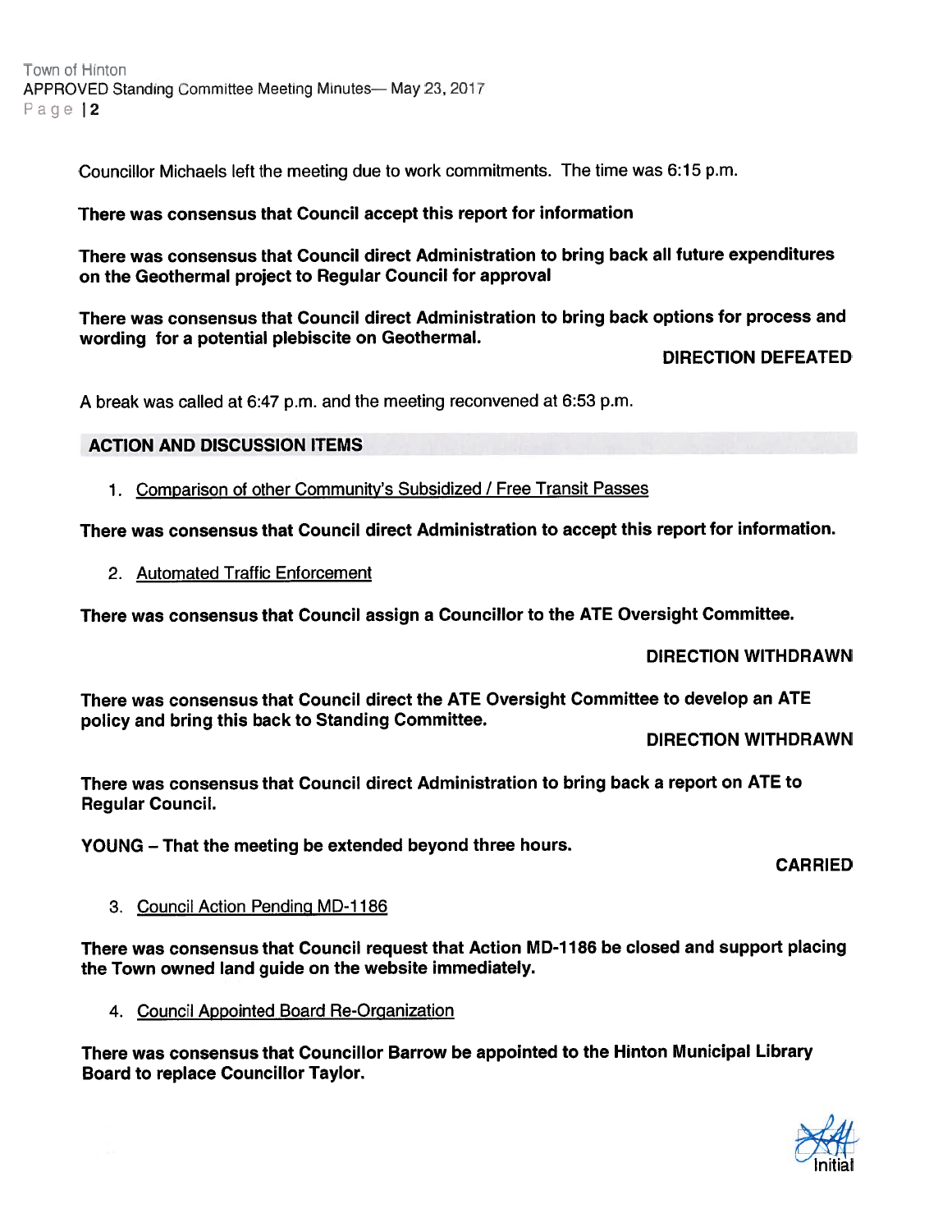Councillor Michaels left the meeting due to work commitments. The time was 6:15 p.m.

**There was consensus that Council accept this report for information**

**There was consensus that Council direct Administration to bring back all future expenditures on the Geothermal project to Regular Council for approval**

**There was consensus that Council direct Administration to bring back options for process and wording for a potential plebiscite on Geothermal.**

**DIRECTION DEFEATED**

A break was called at 6:47 p.m. and the meeting reconvened at 6:53 p.m.

## ACTION AND DISCUSSION ITEMS

1. Comparison of other Community's Subsidized / Free Transit Passes

**There was consensus that Council direct Administration to accept this report for information.**

2. Automated Traffic Enforcement

**There was consensus that Council assign a Councillor to the ATE Oversight Committee.**

**DIRECTION WITHDRAWN**

**There was consensus that Council direct the ATE Oversight Committee to develop an ATE policy and bring this back to Standing Committee.**

**DIRECTION WITHDRAWN**

**There was consensus that Council direct Administration to bring back a report on ATE to Regular Council.**

**YOUNG – That the meeting be extended beyond three hours.**

**CARRIED**

3. Council Action Pending MD-1186

**There was consensus that Council request that Action MD-1186 be closed and support placing the Town owned land guide on the website immediately.**

4. Council Appointed Board Re-Organization

**There was consensus that Councillor Barrow be appointed to the Hinton Municipal Library Board to replace Councillor Taylor.**

Initial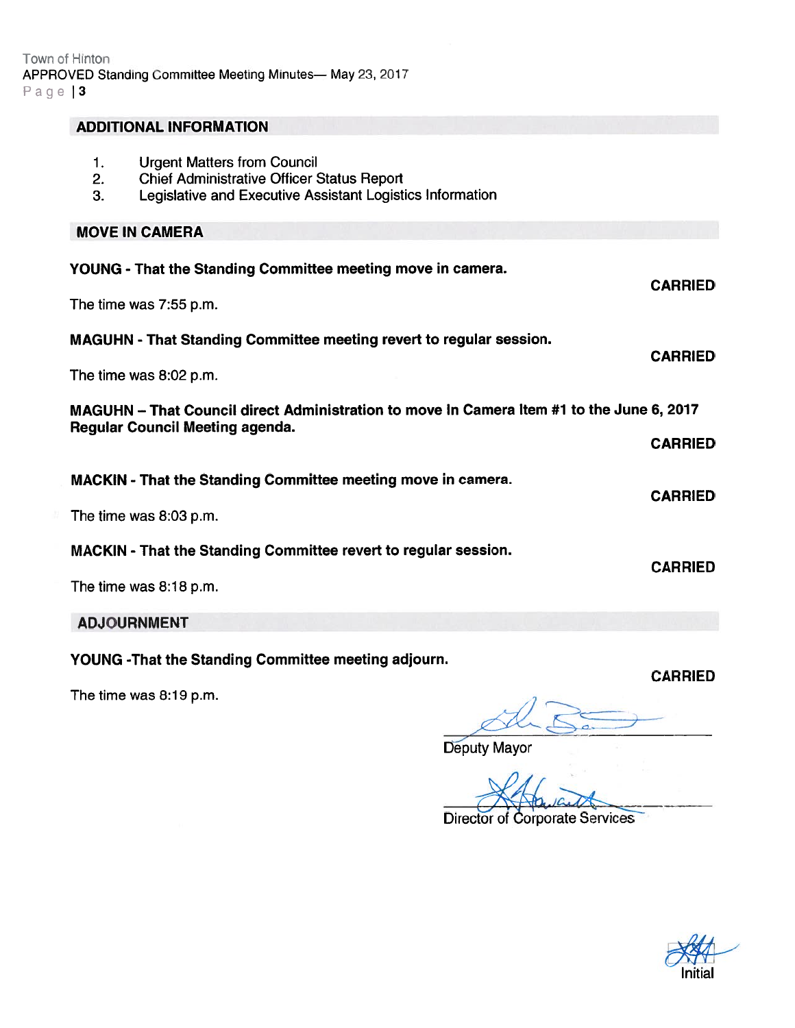## ADDITIONAL INFORMATION

1. Urgent Matters from Council
2. Chief Administrative Officer Status Report
3. Legislative and Executive Assistant Logistics Information

## MOVE IN CAMERA

**YOUNG - That the Standing Committee meeting move in camera.**

**CARRIED**

The time was 7:55 p.m.

**MAGUHN - That Standing Committee meeting revert to regular session.**

**CARRIED**

The time was 8:02 p.m.

**MAGUHN – That Council direct Administration to move In Camera Item #1 to the June 6, 2017 Regular Council Meeting agenda.**

**CARRIED**

**MACKIN - That the Standing Committee meeting move in camera.**

**CARRIED**

The time was 8:03 p.m.

**MACKIN - That the Standing Committee revert to regular session.**

**CARRIED**

The time was 8:18 p.m.

## ADJOURNMENT

**YOUNG -That the Standing Committee meeting adjourn.**

**CARRIED**

The time was 8:19 p.m.

Deputy Mayor

Director of Corporate Services

Initial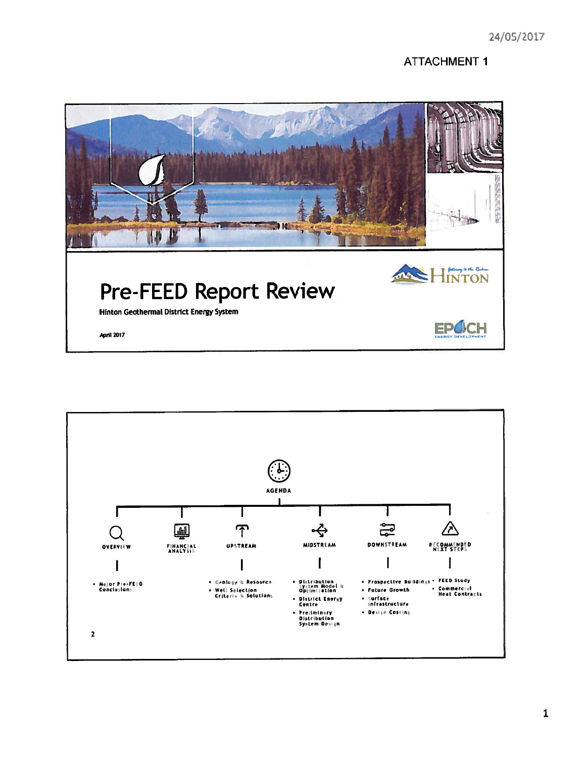24/05/2017

ATTACHMENT 1

# Pre-FEED Report Review

**Hinton Geothermal District Energy System**

**April 2017**

HINTON

EPOCH ENERGY DEVELOPMENT

---

## AGENDA

- **OVERVIEW**
  - Major Pre-FEED Conclusions
- **FINANCIAL ANALYSIS**
- **UPSTREAM**
  - Geology & Resource
  - Well Selection Criteria & Solutions
- **MIDSTREAM**
  - Distribution System Model & Optimization
  - District Energy Centre
  - Preliminary Distribution System Design
- **DOWNSTREAM**
  - Prospective Buildings
  - Future Growth
  - Surface Infrastructure
  - Design Costing
- **RECOMMENDED NEXT STEPS**
  - FEED Study
  - Commercial Heat Contracts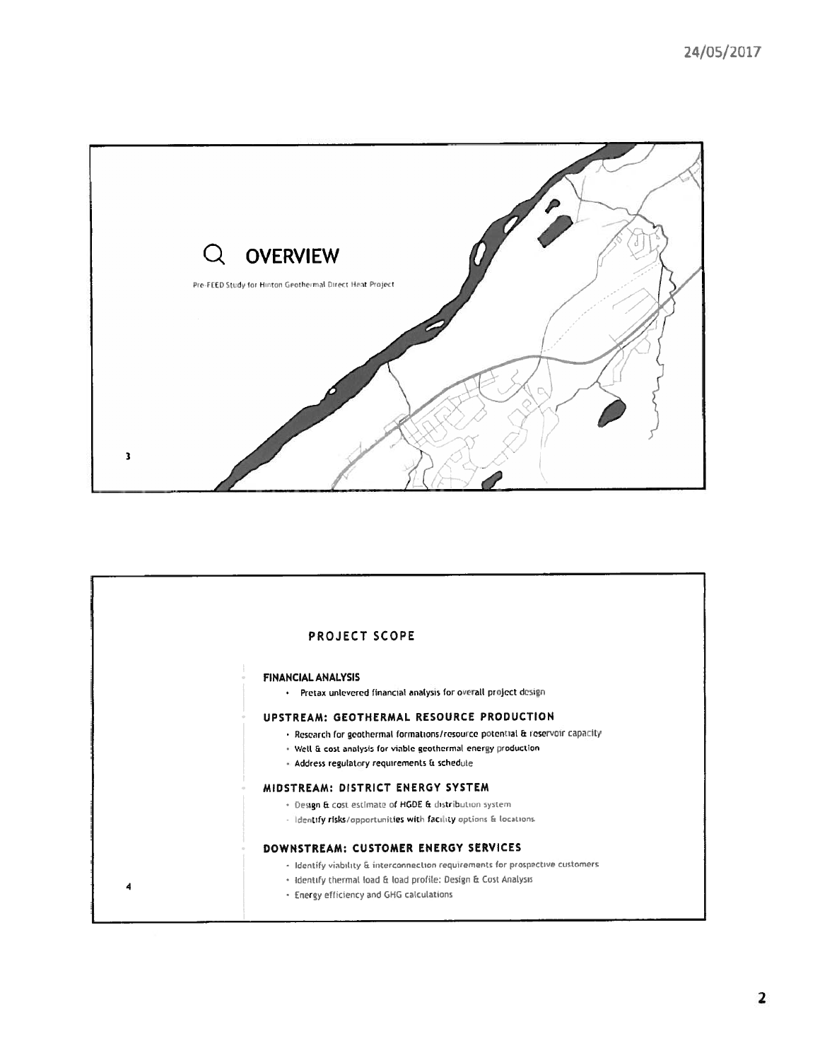# OVERVIEW

Pre-FEED Study for Hinton Geothermal Direct Heat Project

## PROJECT SCOPE

**FINANCIAL ANALYSIS**

- Pretax unlevered financial analysis for overall project design

**UPSTREAM: GEOTHERMAL RESOURCE PRODUCTION**

- Research for geothermal formations/resource potential & reservoir capacity
- Well & cost analysis for viable geothermal energy production
- Address regulatory requirements & schedule

**MIDSTREAM: DISTRICT ENERGY SYSTEM**

- Design & cost estimate of HGDE & distribution system
- Identify risks/opportunities with facility options & locations

**DOWNSTREAM: CUSTOMER ENERGY SERVICES**

- Identify viability & interconnection requirements for prospective customers
- Identify thermal load & load profile: Design & Cost Analysis
- Energy efficiency and GHG calculations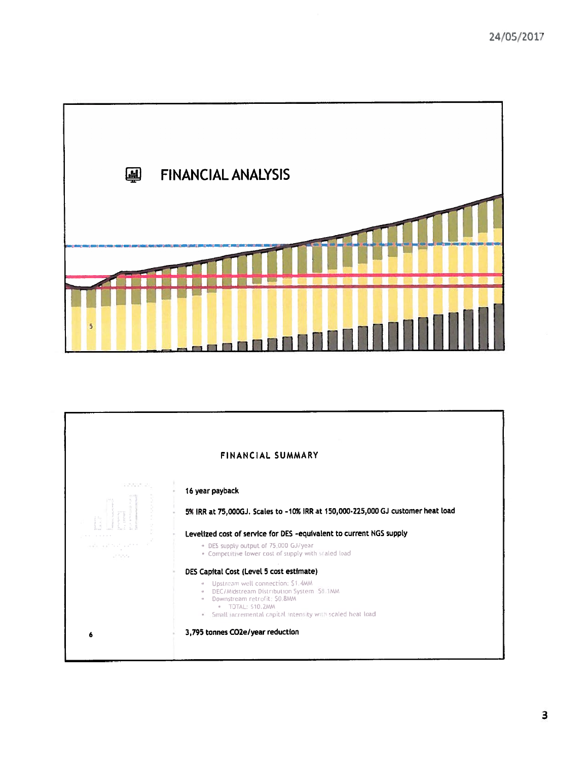# FINANCIAL ANALYSIS

## FINANCIAL SUMMARY

- 16 year payback
- 5% IRR at 75,000GJ. Scales to ~10% IRR at 150,000-225,000 GJ customer heat load
- Levelized cost of service for DES -equivalent to current NGS supply
  - DES supply output of 75,000 GJ/year
  - Competitive lower cost of supply with scaled load
- DES Capital Cost (Level 5 cost estimate)
  - Upstream well connection: $1.4MM
  - DEC/Midstream Distribution System $8.1MM
  - Downstream retrofit: $0.8MM
    - TOTAL: $10.2MM
  - Small incremental capital intensity with scaled heat load
- 3,795 tonnes $CO_2e$/year reduction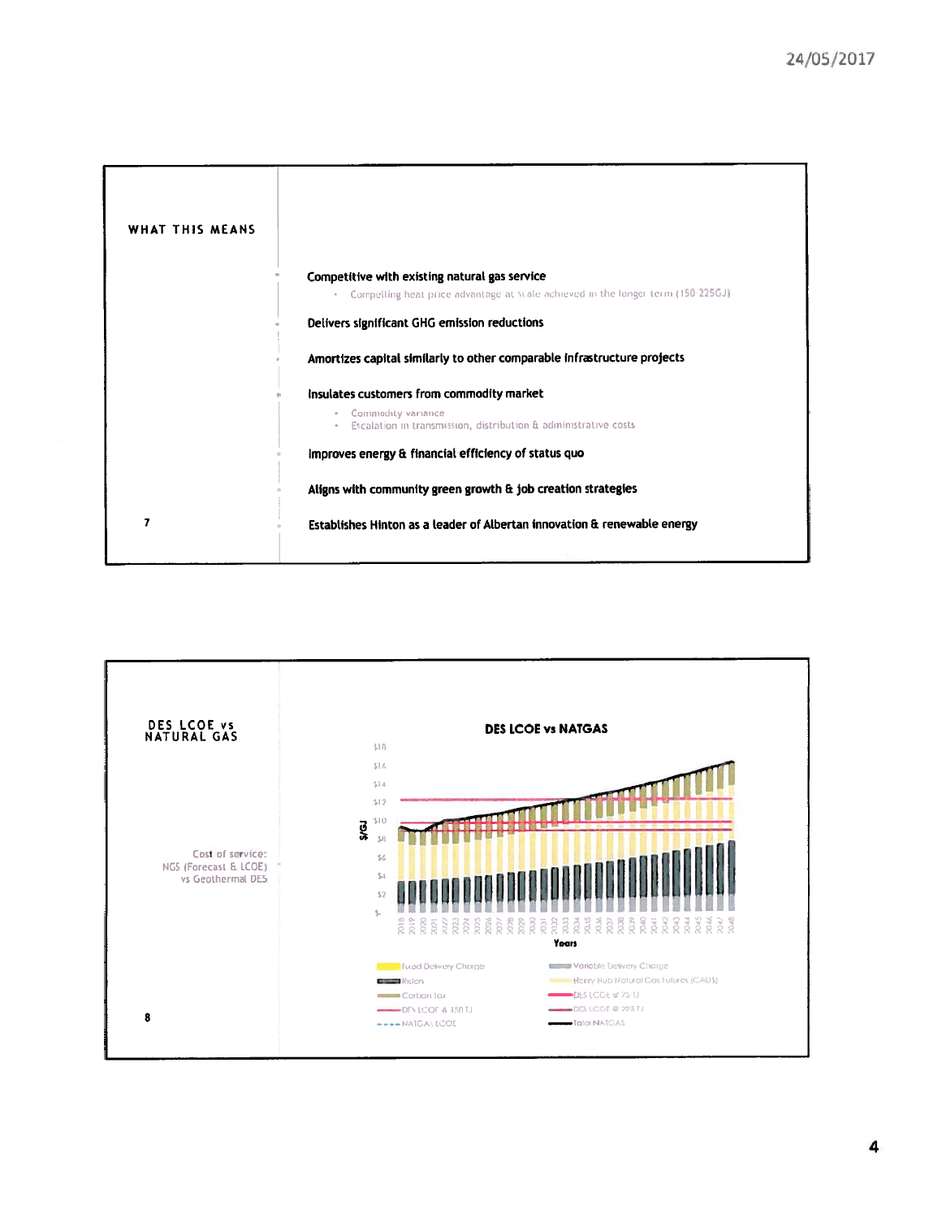## WHAT THIS MEANS

- **Competitive with existing natural gas service**
  - Compelling heat price advantage at scale achieved in the longer term (150 225GJ)
- **Delivers significant GHG emission reductions**
- **Amortizes capital similarly to other comparable infrastructure projects**
- **Insulates customers from commodity market**
  - Commodity variance
  - Escalation in transmission, distribution & administrative costs
- **Improves energy & financial efficiency of status quo**
- **Aligns with community green growth & job creation strategies**
- **Establishes Hinton as a leader of Albertan innovation & renewable energy**

## DES LCOE vs NATURAL GAS

Cost of service: NGS (Forecast & LCOE) vs Geothermal DES

**DES LCOE vs NATGAS**

Y-axis: $/GJ ($-, $2, $4, $6, $8, $10, $12, $14, $16, $18)

X-axis: Years (2018–2048)

Legend:
- Fixed Delivery Charge
- Variable Delivery Charge
- Riders
- Henry Hub Natural Gas Futures (CAD$)
- Carbon Tax
- DES LCOE @ 75 TJ
- DES LCOE @ 150 TJ
- DES LCOE @ 225 TJ
- NATGAS LCOE
- Total NATGAS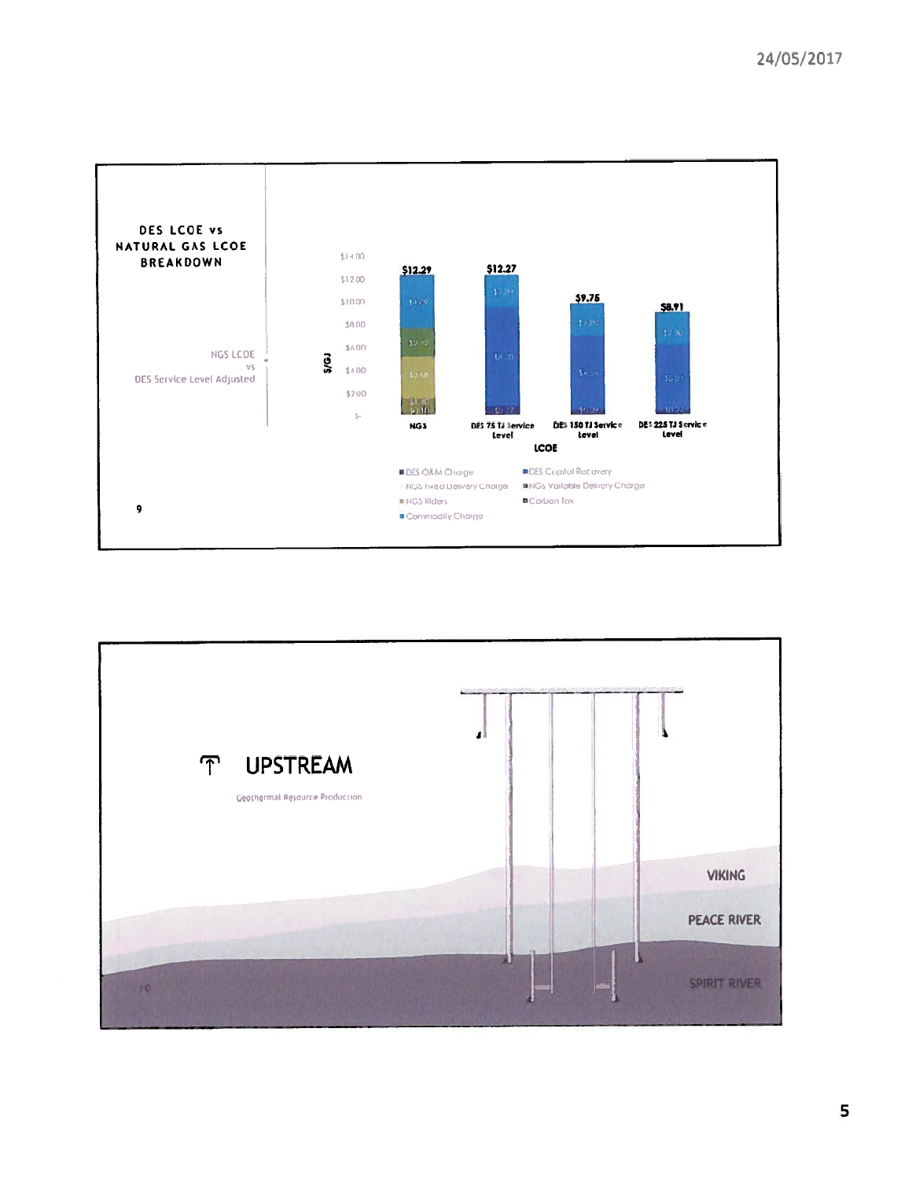## DES LCOE vs NATURAL GAS LCOE BREAKDOWN

NGS LCOE vs DES Service Level Adjusted

$/GJ

| LCOE | NGS | DES 75 TJ Service Level | DES 150 TJ Service Level | DES 225 TJ Service Level |
|---|---|---|---|---|
| Total | $12.29 | $12.27 | $9.75 | $8.91 |

- DES O&M Charge
- DES Capital Recovery
- NGS Fixed Delivery Charge
- NGS Variable Delivery Charge
- NGS Riders
- Carbon Tax
- Commodity Charge

## UPSTREAM

Geothermal Resource Production

VIKING

PEACE RIVER

SPIRIT RIVER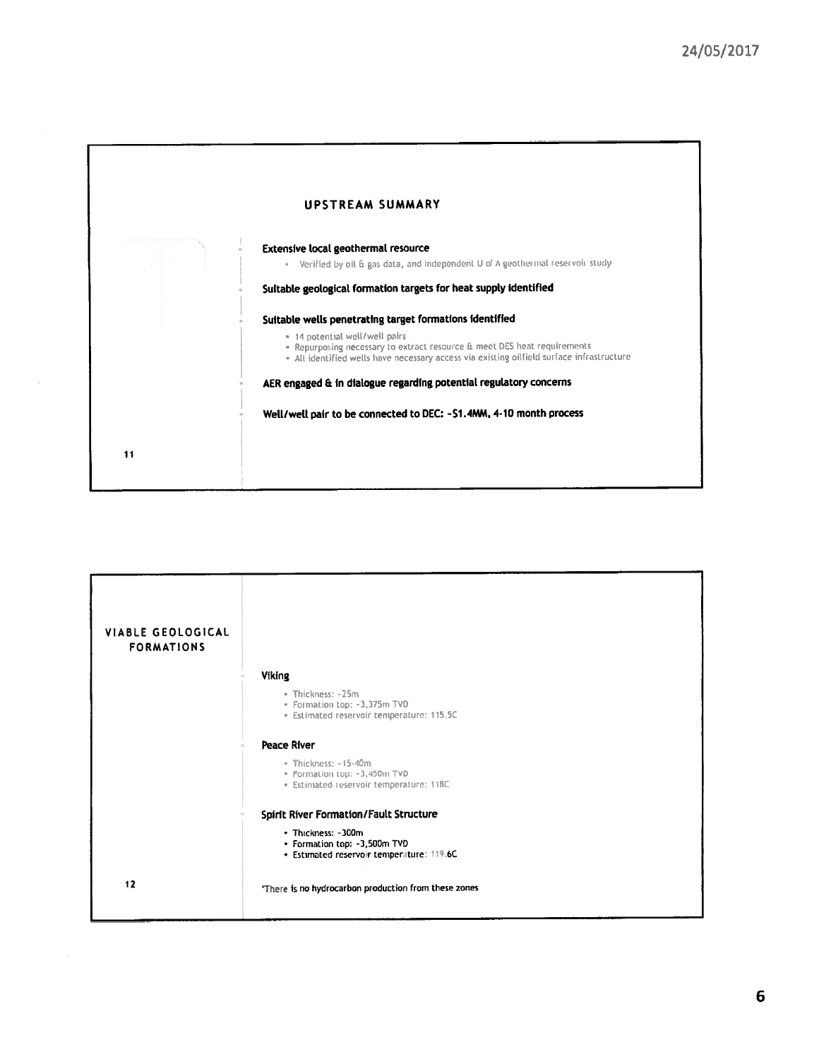## UPSTREAM SUMMARY

- **Extensive local geothermal resource**
  - Verified by oil & gas data, and independent U of A geothermal reservoir study
- **Suitable geological formation targets for heat supply identified**
- **Suitable wells penetrating target formations identified**
  - 14 potential well/well pairs
  - Repurposing necessary to extract resource & meet DES heat requirements
  - All identified wells have necessary access via existing oilfield surface infrastructure
- **AER engaged & in dialogue regarding potential regulatory concerns**
- **Well/well pair to be connected to DEC: ~$1.4MM, 4-10 month process**

## VIABLE GEOLOGICAL FORMATIONS

- **Viking**
  - Thickness: ~25m
  - Formation top: ~3,375m TVD
  - Estimated reservoir temperature: 115.5C
- **Peace River**
  - Thickness: ~15-40m
  - Formation top: ~3,450m TVD
  - Estimated reservoir temperature: 118C
- **Spirit River Formation/Fault Structure**
  - Thickness: ~300m
  - Formation top: ~3,500m TVD
  - Estimated reservoir temperature: 119.6C

*There is no hydrocarbon production from these zones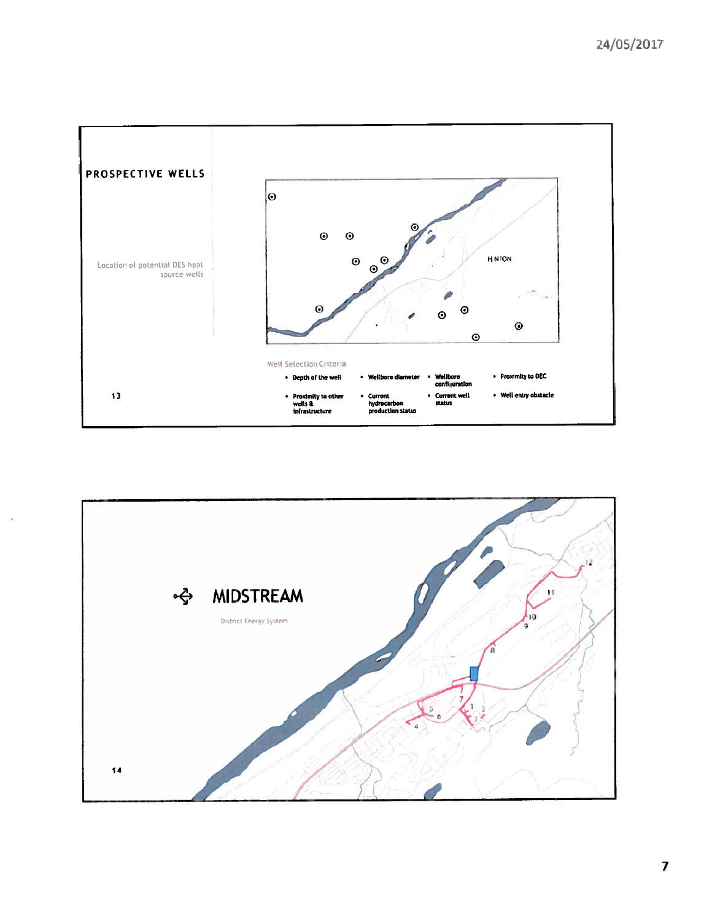## PROSPECTIVE WELLS

Location of potential DES heat source wells

HINTON

Well Selection Criteria

- Depth of the well
- Wellbore diameter
- Wellbore configuration
- Proximity to DEC
- Proximity to other wells & infrastructure
- Current hydrocarbon production status
- Current well status
- Well entry obstacle

## MIDSTREAM

District Energy System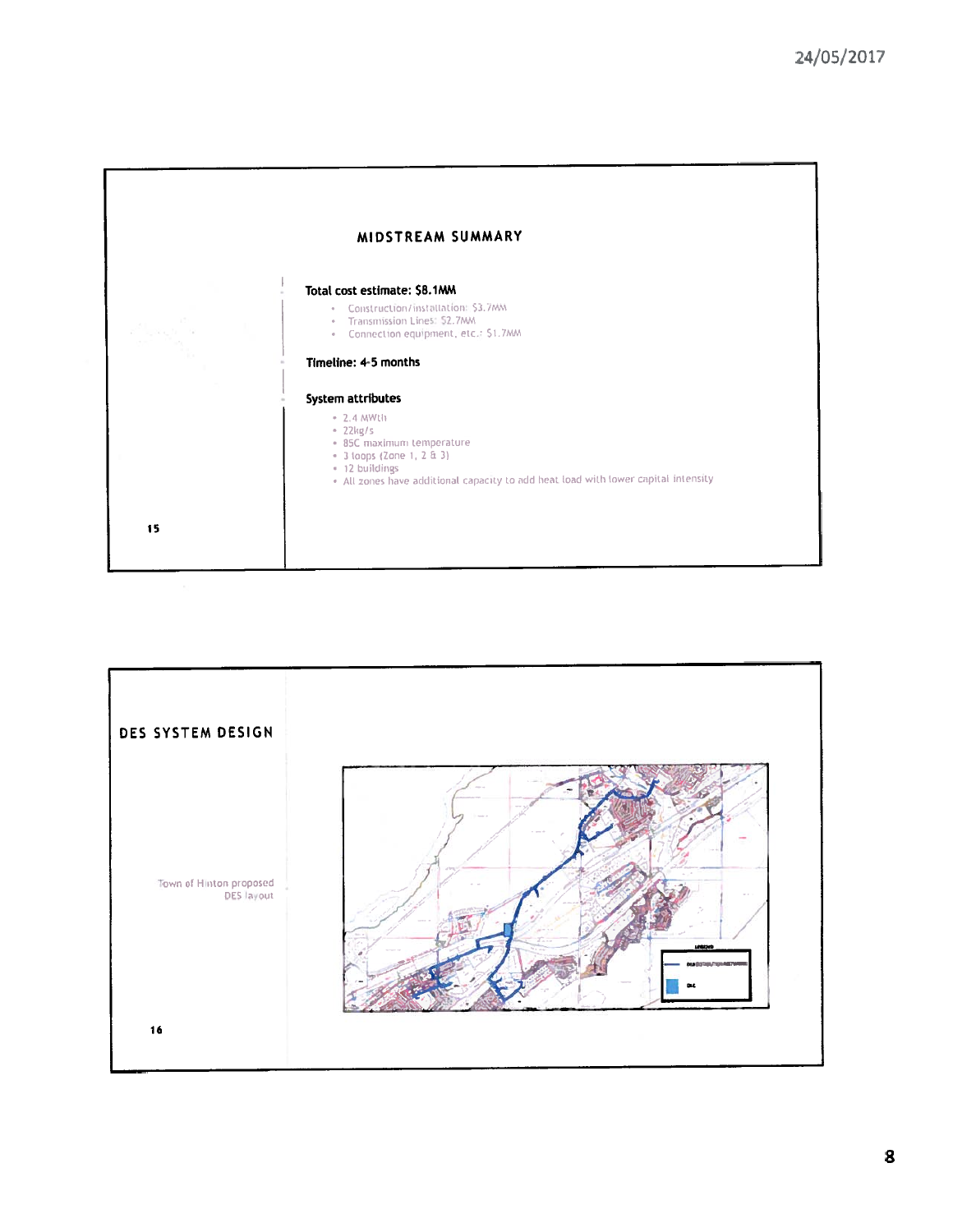## MIDSTREAM SUMMARY

**Total cost estimate: $8.1MM**

- Construction/installation: $3.7MM
- Transmission Lines: $2.7MM
- Connection equipment, etc.: $1.7MM

**Timeline: 4-5 months**

**System attributes**

- 2.4 MWth
- 22kg/s
- 85C maximum temperature
- 3 loops (Zone 1, 2 & 3)
- 12 buildings
- All zones have additional capacity to add heat load with lower capital intensity

## DES SYSTEM DESIGN

Town of Hinton proposed DES layout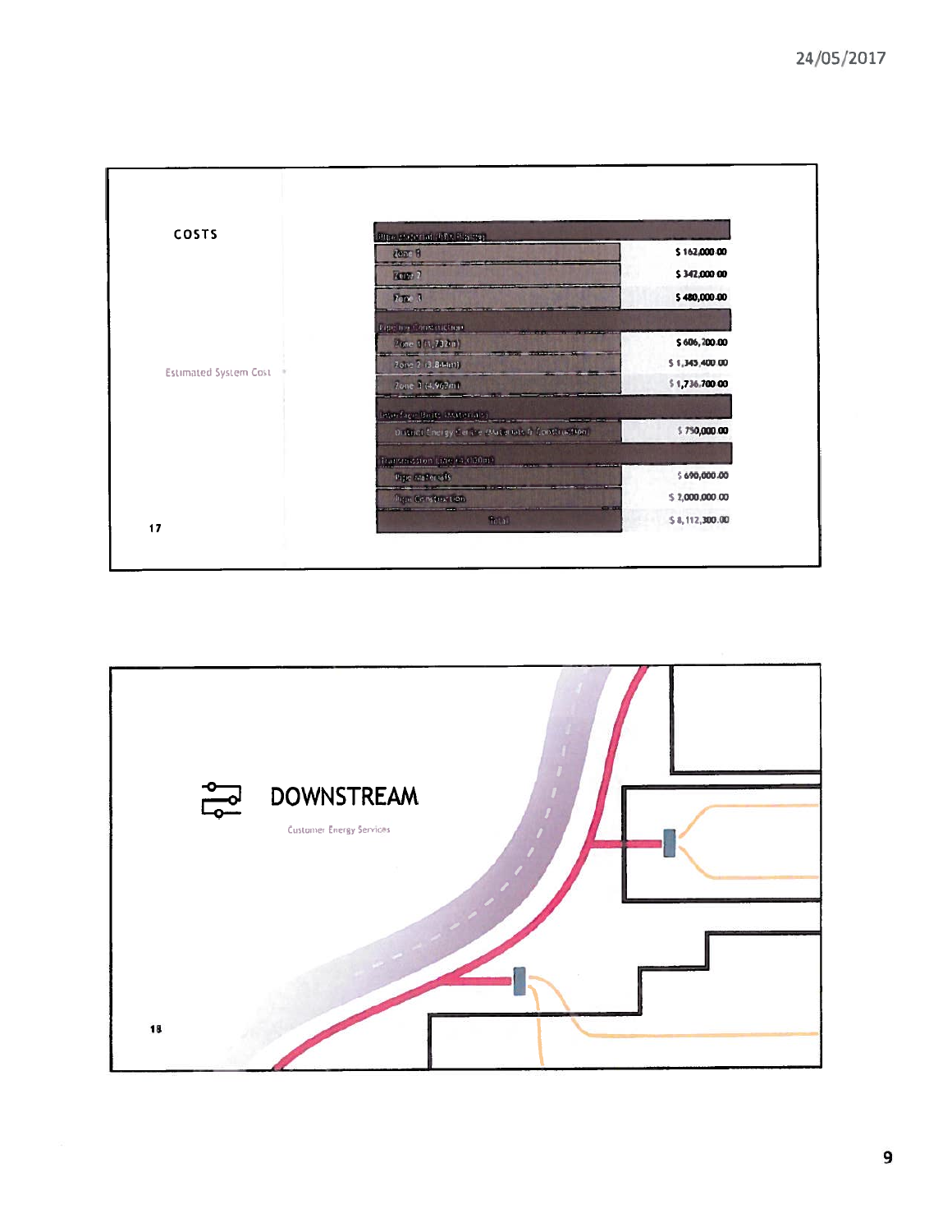## COSTS

Estimated System Cost

| Pipe Material (PEX Piping) | |
|---|---|
| Zone 1 | $ 162,000.00 |
| Zone 2 | $ 342,000.00 |
| Zone 3 | $ 480,000.00 |
| **Pipeline Construction** | |
| Zone 1 (1,732m) | $ 606,200.00 |
| Zone 2 (3,844m) | $ 1,345,400.00 |
| Zone 3 (4,962m) | $ 1,736,700.00 |
| **Interface Units (Materials)** | |
| District Energy Centre (Materials & Construction) | $ 750,000.00 |
| **Transmission Pipe (4,050m)** | |
| Pipe Materials | $ 690,000.00 |
| Pipe Construction | $ 2,000,000.00 |
| Total | $ 8,112,300.00 |

## DOWNSTREAM

Customer Energy Services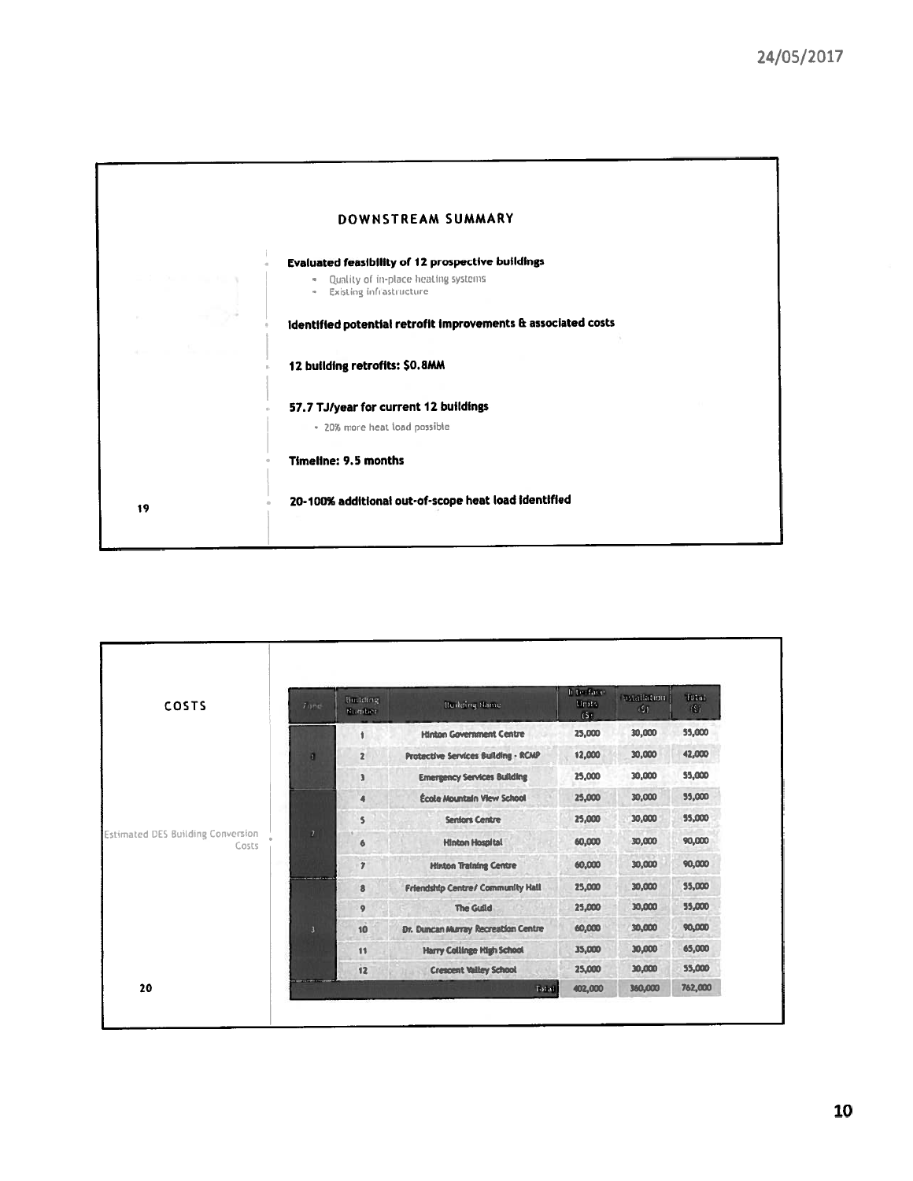## DOWNSTREAM SUMMARY

- **Evaluated feasibility of 12 prospective buildings**
  - Quality of in-place heating systems
  - Existing infrastructure
- **Identified potential retrofit improvements & associated costs**
- **12 building retrofits: $0.8MM**
- **57.7 TJ/year for current 12 buildings**
  - 20% more heat load possible
- **Timeline: 9.5 months**
- **20-100% additional out-of-scope heat load identified**

## COSTS

Estimated DES Building Conversion Costs

| Zone | Building Number | Building Name | Interface Units ($) | Installation ($) | Total ($) |
|---|---|---|---|---|---|
| 1 | 1 | Hinton Government Centre | 25,000 | 30,000 | 55,000 |
| | 2 | Protective Services Building - RCMP | 12,000 | 30,000 | 42,000 |
| | 3 | Emergency Services Building | 25,000 | 30,000 | 55,000 |
| 2 | 4 | École Mountain View School | 25,000 | 30,000 | 55,000 |
| | 5 | Seniors Centre | 25,000 | 30,000 | 55,000 |
| | 6 | Hinton Hospital | 60,000 | 30,000 | 90,000 |
| | 7 | Hinton Training Centre | 60,000 | 30,000 | 90,000 |
| 3 | 8 | Friendship Centre/ Community Hall | 25,000 | 30,000 | 55,000 |
| | 9 | The Guild | 25,000 | 30,000 | 55,000 |
| | 10 | Dr. Duncan Murray Recreation Centre | 60,000 | 30,000 | 90,000 |
| | 11 | Harry Collinge High School | 35,000 | 30,000 | 65,000 |
| | 12 | Crescent Valley School | 25,000 | 30,000 | 55,000 |
| | | Total | 402,000 | 360,000 | 762,000 |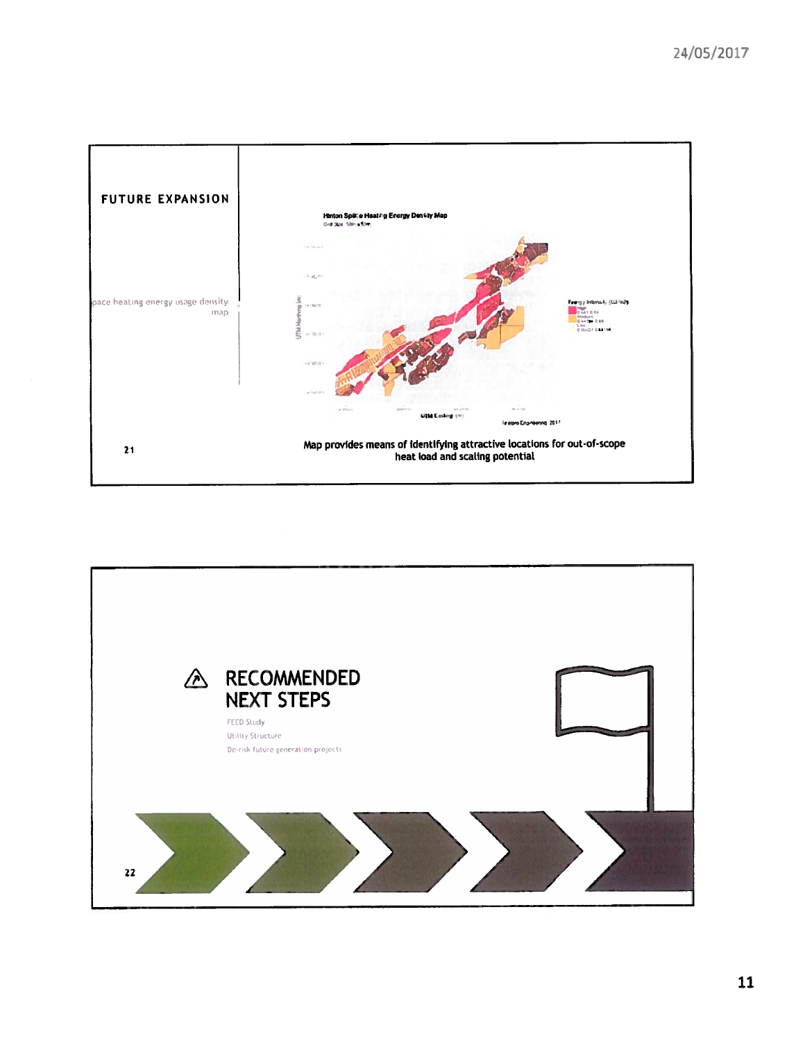## FUTURE EXPANSION

Space heating energy usage density map

Hinton Space Heating Energy Density Map

Map provides means of identifying attractive locations for out-of-scope heat load and scaling potential

## RECOMMENDED NEXT STEPS

FEED Study

Utility Structure

De-risk future generation projects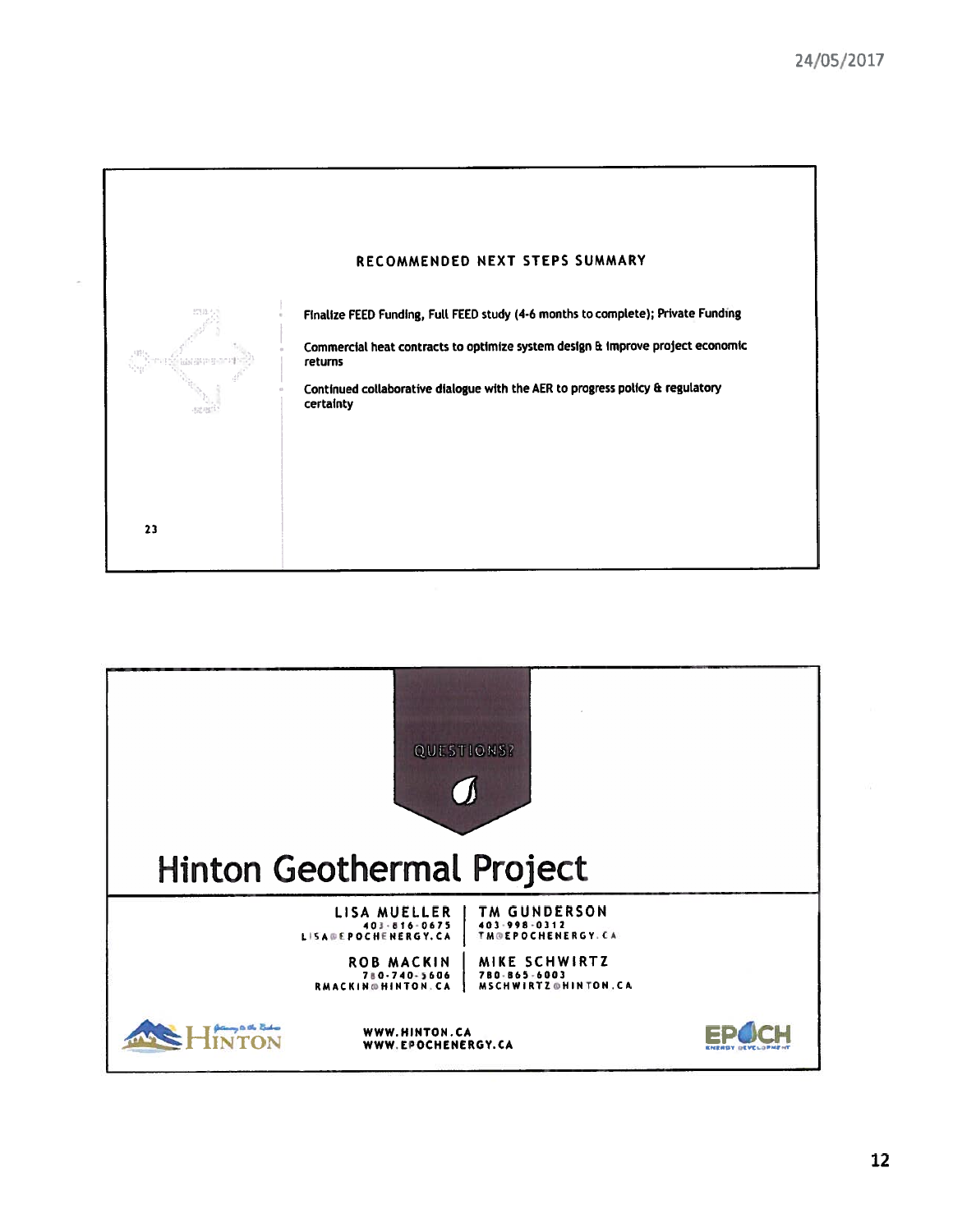## RECOMMENDED NEXT STEPS SUMMARY

- Finalize FEED Funding, Full FEED study (4-6 months to complete); Private Funding
- Commercial heat contracts to optimize system design & improve project economic returns
- Continued collaborative dialogue with the AER to progress policy & regulatory certainty

QUESTIONS?

# Hinton Geothermal Project

LISA MUELLER
403-816-0675
LISA@EPOCHENERGY.CA

TM GUNDERSON
403-998-0312
TM@EPOCHENERGY.CA

ROB MACKIN
780-740-3606
RMACKIN@HINTON.CA

MIKE SCHWIRTZ
780-865-6003
MSCHWIRTZ@HINTON.CA

WWW.HINTON.CA
WWW.EPOCHENERGY.CA